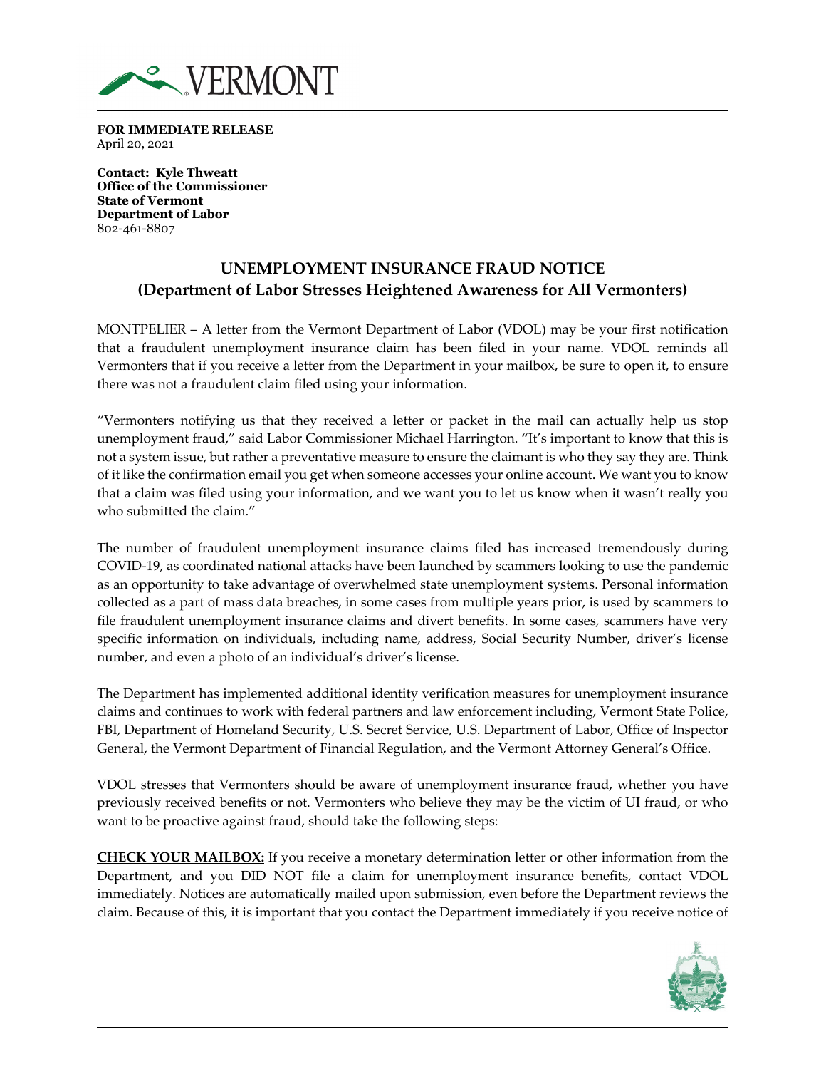**FOR IMMEDIATE RELEASE**
April 20, 2021

**Contact: Kyle Thweatt**
**Office of the Commissioner**
**State of Vermont**
**Department of Labor**
802-461-8807

## UNEMPLOYMENT INSURANCE FRAUD NOTICE
### (Department of Labor Stresses Heightened Awareness for All Vermonters)

MONTPELIER – A letter from the Vermont Department of Labor (VDOL) may be your first notification that a fraudulent unemployment insurance claim has been filed in your name. VDOL reminds all Vermonters that if you receive a letter from the Department in your mailbox, be sure to open it, to ensure there was not a fraudulent claim filed using your information.

"Vermonters notifying us that they received a letter or packet in the mail can actually help us stop unemployment fraud," said Labor Commissioner Michael Harrington. "It's important to know that this is not a system issue, but rather a preventative measure to ensure the claimant is who they say they are. Think of it like the confirmation email you get when someone accesses your online account. We want you to know that a claim was filed using your information, and we want you to let us know when it wasn't really you who submitted the claim."

The number of fraudulent unemployment insurance claims filed has increased tremendously during COVID-19, as coordinated national attacks have been launched by scammers looking to use the pandemic as an opportunity to take advantage of overwhelmed state unemployment systems. Personal information collected as a part of mass data breaches, in some cases from multiple years prior, is used by scammers to file fraudulent unemployment insurance claims and divert benefits. In some cases, scammers have very specific information on individuals, including name, address, Social Security Number, driver's license number, and even a photo of an individual's driver's license.

The Department has implemented additional identity verification measures for unemployment insurance claims and continues to work with federal partners and law enforcement including, Vermont State Police, FBI, Department of Homeland Security, U.S. Secret Service, U.S. Department of Labor, Office of Inspector General, the Vermont Department of Financial Regulation, and the Vermont Attorney General's Office.

VDOL stresses that Vermonters should be aware of unemployment insurance fraud, whether you have previously received benefits or not. Vermonters who believe they may be the victim of UI fraud, or who want to be proactive against fraud, should take the following steps:

**CHECK YOUR MAILBOX:** If you receive a monetary determination letter or other information from the Department, and you DID NOT file a claim for unemployment insurance benefits, contact VDOL immediately. Notices are automatically mailed upon submission, even before the Department reviews the claim. Because of this, it is important that you contact the Department immediately if you receive notice of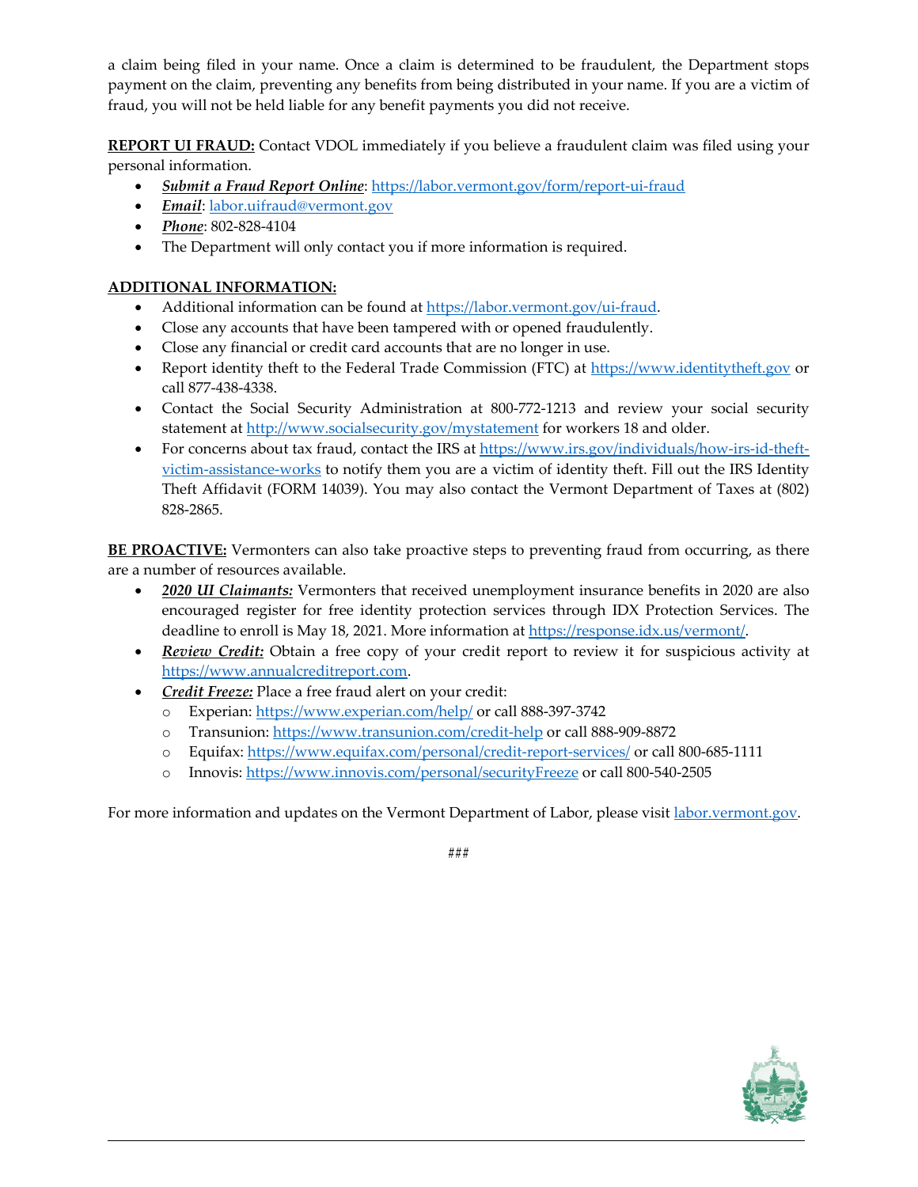a claim being filed in your name. Once a claim is determined to be fraudulent, the Department stops payment on the claim, preventing any benefits from being distributed in your name. If you are a victim of fraud, you will not be held liable for any benefit payments you did not receive.

**REPORT UI FRAUD:** Contact VDOL immediately if you believe a fraudulent claim was filed using your personal information.

- ***Submit a Fraud Report Online***: https://labor.vermont.gov/form/report-ui-fraud
- ***Email***: labor.uifraud@vermont.gov
- ***Phone***: 802-828-4104
- The Department will only contact you if more information is required.

**ADDITIONAL INFORMATION:**

- Additional information can be found at https://labor.vermont.gov/ui-fraud.
- Close any accounts that have been tampered with or opened fraudulently.
- Close any financial or credit card accounts that are no longer in use.
- Report identity theft to the Federal Trade Commission (FTC) at https://www.identitytheft.gov or call 877-438-4338.
- Contact the Social Security Administration at 800-772-1213 and review your social security statement at http://www.socialsecurity.gov/mystatement for workers 18 and older.
- For concerns about tax fraud, contact the IRS at https://www.irs.gov/individuals/how-irs-id-theft-victim-assistance-works to notify them you are a victim of identity theft. Fill out the IRS Identity Theft Affidavit (FORM 14039). You may also contact the Vermont Department of Taxes at (802) 828-2865.

**BE PROACTIVE:** Vermonters can also take proactive steps to preventing fraud from occurring, as there are a number of resources available.

- ***2020 UI Claimants:*** Vermonters that received unemployment insurance benefits in 2020 are also encouraged register for free identity protection services through IDX Protection Services. The deadline to enroll is May 18, 2021. More information at https://response.idx.us/vermont/.
- ***Review Credit:*** Obtain a free copy of your credit report to review it for suspicious activity at https://www.annualcreditreport.com.
- ***Credit Freeze:*** Place a free fraud alert on your credit:
  - Experian: https://www.experian.com/help/ or call 888-397-3742
  - Transunion: https://www.transunion.com/credit-help or call 888-909-8872
  - Equifax: https://www.equifax.com/personal/credit-report-services/ or call 800-685-1111
  - Innovis: https://www.innovis.com/personal/securityFreeze or call 800-540-2505

For more information and updates on the Vermont Department of Labor, please visit labor.vermont.gov.

###